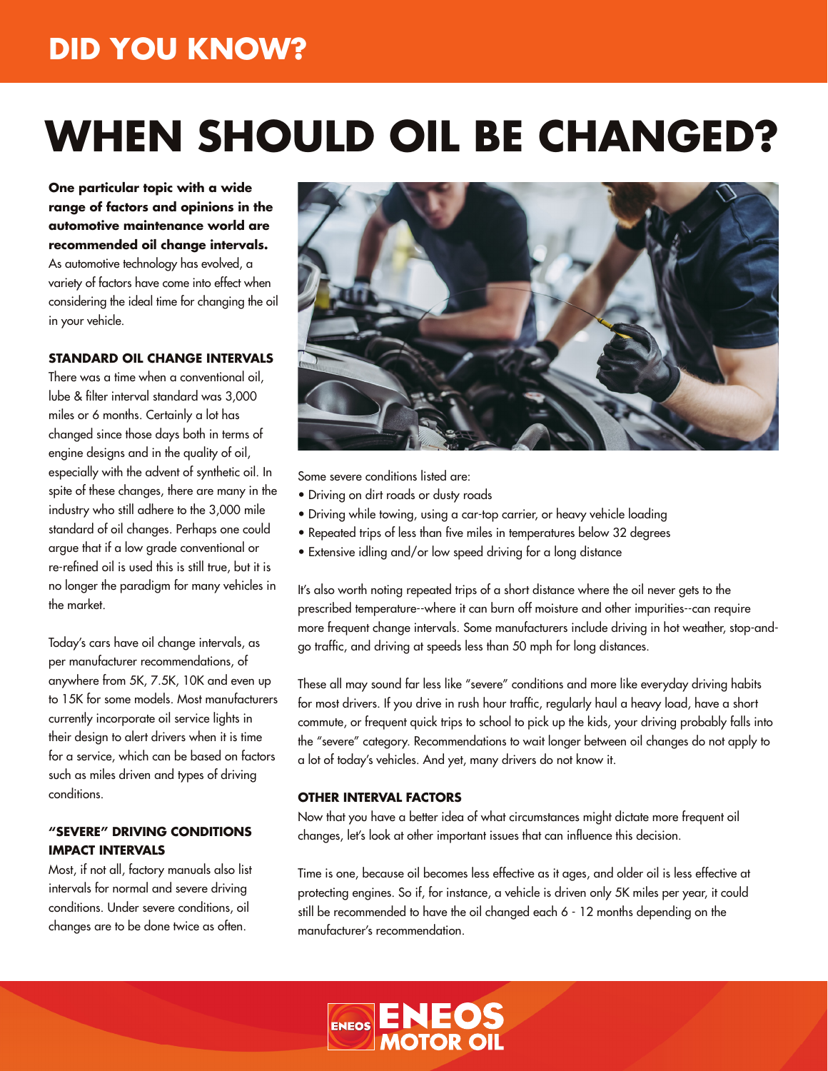# DID YOU KNOW?

# WHEN SHOULD OIL BE CHANGED?

**One particular topic with a wide range of factors and opinions in the automotive maintenance world are recommended oil change intervals.** As automotive technology has evolved, a variety of factors have come into effect when considering the ideal time for changing the oil in your vehicle.

## STANDARD OIL CHANGE INTERVALS

There was a time when a conventional oil, lube & filter interval standard was 3,000 miles or 6 months. Certainly a lot has changed since those days both in terms of engine designs and in the quality of oil, especially with the advent of synthetic oil. In spite of these changes, there are many in the industry who still adhere to the 3,000 mile standard of oil changes. Perhaps one could argue that if a low grade conventional or re-refined oil is used this is still true, but it is no longer the paradigm for many vehicles in the market.

Today's cars have oil change intervals, as per manufacturer recommendations, of anywhere from 5K, 7.5K, 10K and even up to 15K for some models. Most manufacturers currently incorporate oil service lights in their design to alert drivers when it is time for a service, which can be based on factors such as miles driven and types of driving conditions.

## "SEVERE" DRIVING CONDITIONS IMPACT INTERVALS

Most, if not all, factory manuals also list intervals for normal and severe driving conditions. Under severe conditions, oil changes are to be done twice as often.

Some severe conditions listed are:

- Driving on dirt roads or dusty roads
- Driving while towing, using a car-top carrier, or heavy vehicle loading
- Repeated trips of less than five miles in temperatures below 32 degrees
- Extensive idling and/or low speed driving for a long distance

It's also worth noting repeated trips of a short distance where the oil never gets to the prescribed temperature--where it can burn off moisture and other impurities--can require more frequent change intervals. Some manufacturers include driving in hot weather, stop-and-go traffic, and driving at speeds less than 50 mph for long distances.

These all may sound far less like "severe" conditions and more like everyday driving habits for most drivers. If you drive in rush hour traffic, regularly haul a heavy load, have a short commute, or frequent quick trips to school to pick up the kids, your driving probably falls into the "severe" category. Recommendations to wait longer between oil changes do not apply to a lot of today's vehicles. And yet, many drivers do not know it.

## OTHER INTERVAL FACTORS

Now that you have a better idea of what circumstances might dictate more frequent oil changes, let's look at other important issues that can influence this decision.

Time is one, because oil becomes less effective as it ages, and older oil is less effective at protecting engines. So if, for instance, a vehicle is driven only 5K miles per year, it could still be recommended to have the oil changed each 6 - 12 months depending on the manufacturer's recommendation.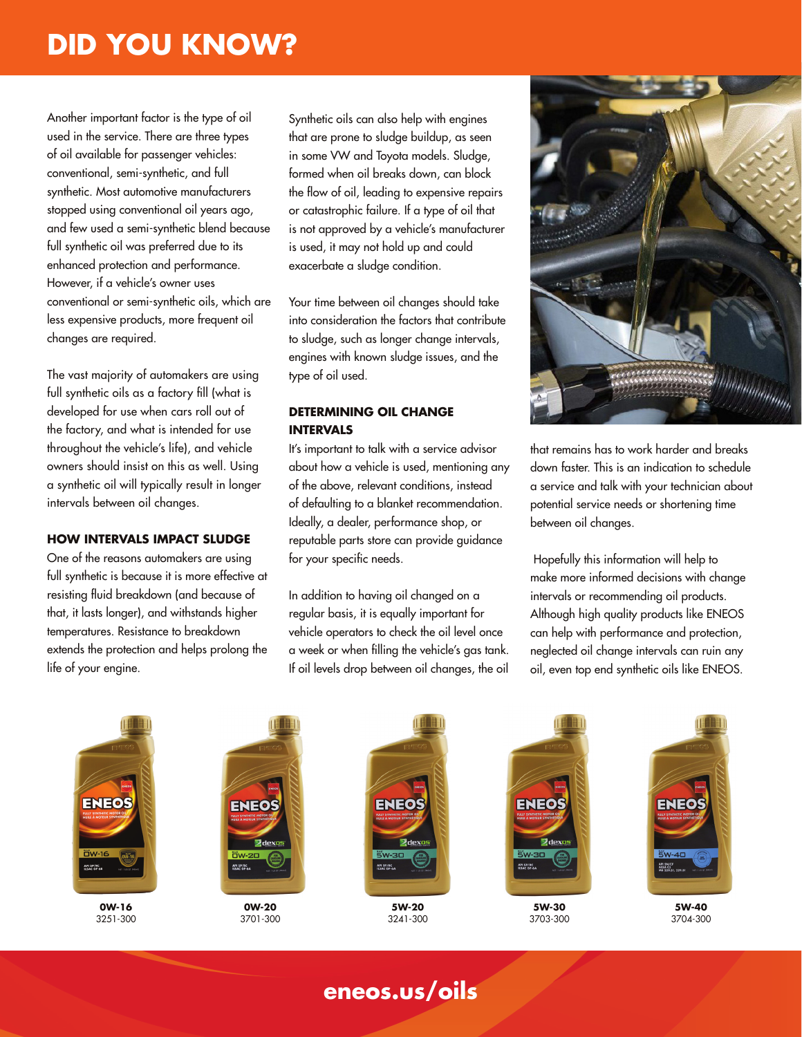# DID YOU KNOW?

Another important factor is the type of oil used in the service. There are three types of oil available for passenger vehicles: conventional, semi-synthetic, and full synthetic. Most automotive manufacturers stopped using conventional oil years ago, and few used a semi-synthetic blend because full synthetic oil was preferred due to its enhanced protection and performance. However, if a vehicle's owner uses conventional or semi-synthetic oils, which are less expensive products, more frequent oil changes are required.

The vast majority of automakers are using full synthetic oils as a factory fill (what is developed for use when cars roll out of the factory, and what is intended for use throughout the vehicle's life), and vehicle owners should insist on this as well. Using a synthetic oil will typically result in longer intervals between oil changes.

### HOW INTERVALS IMPACT SLUDGE

One of the reasons automakers are using full synthetic is because it is more effective at resisting fluid breakdown (and because of that, it lasts longer), and withstands higher temperatures. Resistance to breakdown extends the protection and helps prolong the life of your engine.

Synthetic oils can also help with engines that are prone to sludge buildup, as seen in some VW and Toyota models. Sludge, formed when oil breaks down, can block the flow of oil, leading to expensive repairs or catastrophic failure. If a type of oil that is not approved by a vehicle's manufacturer is used, it may not hold up and could exacerbate a sludge condition.

Your time between oil changes should take into consideration the factors that contribute to sludge, such as longer change intervals, engines with known sludge issues, and the type of oil used.

### DETERMINING OIL CHANGE INTERVALS

It's important to talk with a service advisor about how a vehicle is used, mentioning any of the above, relevant conditions, instead of defaulting to a blanket recommendation. Ideally, a dealer, performance shop, or reputable parts store can provide guidance for your specific needs.

In addition to having oil changed on a regular basis, it is equally important for vehicle operators to check the oil level once a week or when filling the vehicle's gas tank. If oil levels drop between oil changes, the oil that remains has to work harder and breaks down faster. This is an indication to schedule a service and talk with your technician about potential service needs or shortening time between oil changes.

Hopefully this information will help to make more informed decisions with change intervals or recommending oil products. Although high quality products like ENEOS can help with performance and protection, neglected oil change intervals can ruin any oil, even top end synthetic oils like ENEOS.

**0W-16**
3251-300

**0W-20**
3701-300

**5W-20**
3241-300

**5W-30**
3703-300

**5W-40**
3704-300

**eneos.us/oils**